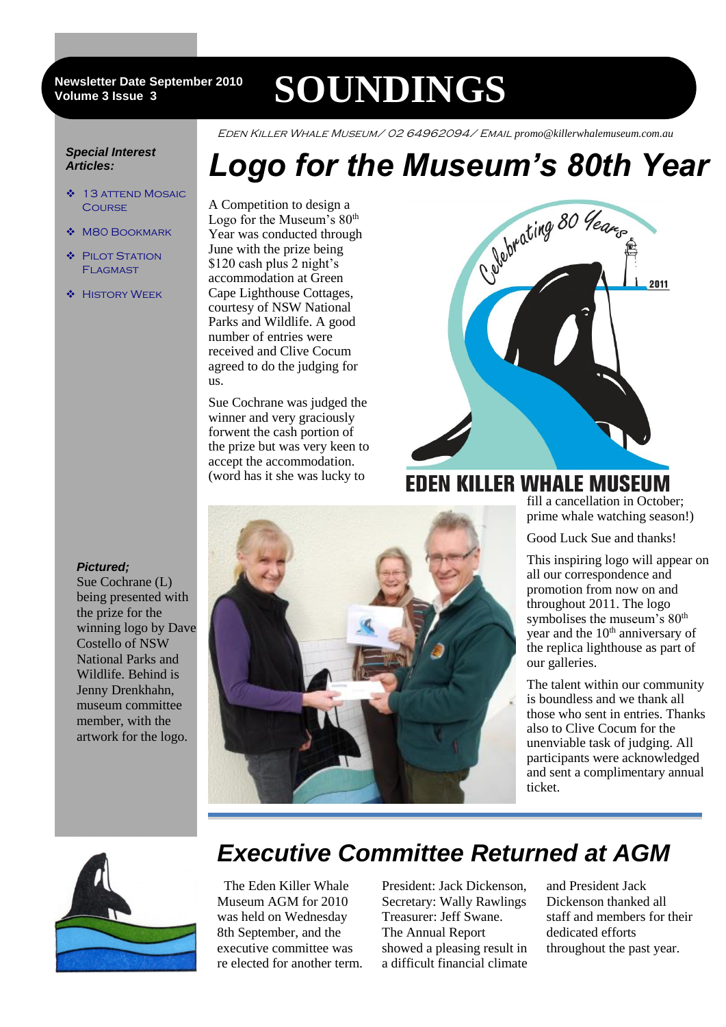Newsletter Date September 2010
Volume 3 Issue 3

# SOUNDINGS

EDEN KILLER WHALE MUSEUM/ 02 64962094/ EMAIL promo@killerwhalemuseum.com.au

***Special Interest Articles:***

- 13 attend Mosaic Course
- M80 Bookmark
- Pilot Station Flagmast
- History Week

## Logo for the Museum's 80th Year

A Competition to design a Logo for the Museum's 80th Year was conducted through June with the prize being $120 cash plus 2 night's accommodation at Green Cape Lighthouse Cottages, courtesy of NSW National Parks and Wildlife. A good number of entries were received and Clive Cocum agreed to do the judging for us.

Sue Cochrane was judged the winner and very graciously forwent the cash portion of the prize but was very keen to accept the accommodation. (word has it she was lucky to fill a cancellation in October; prime whale watching season!)

Celebrating 80 Years
2011
EDEN KILLER WHALE MUSEUM

Good Luck Sue and thanks!

This inspiring logo will appear on all our correspondence and promotion from now on and throughout 2011. The logo symbolises the museum's 80th year and the 10th anniversary of the replica lighthouse as part of our galleries.

The talent within our community is boundless and we thank all those who sent in entries. Thanks also to Clive Cocum for the unenviable task of judging. All participants were acknowledged and sent a complimentary annual ticket.

***Pictured;***
Sue Cochrane (L) being presented with the prize for the winning logo by Dave Costello of NSW National Parks and Wildlife. Behind is Jenny Drenkhahn, museum committee member, with the artwork for the logo.

## Executive Committee Returned at AGM

The Eden Killer Whale Museum AGM for 2010 was held on Wednesday 8th September, and the executive committee was re elected for another term. President: Jack Dickenson, Secretary: Wally Rawlings Treasurer: Jeff Swane. The Annual Report showed a pleasing result in a difficult financial climate and President Jack Dickenson thanked all staff and members for their dedicated efforts throughout the past year.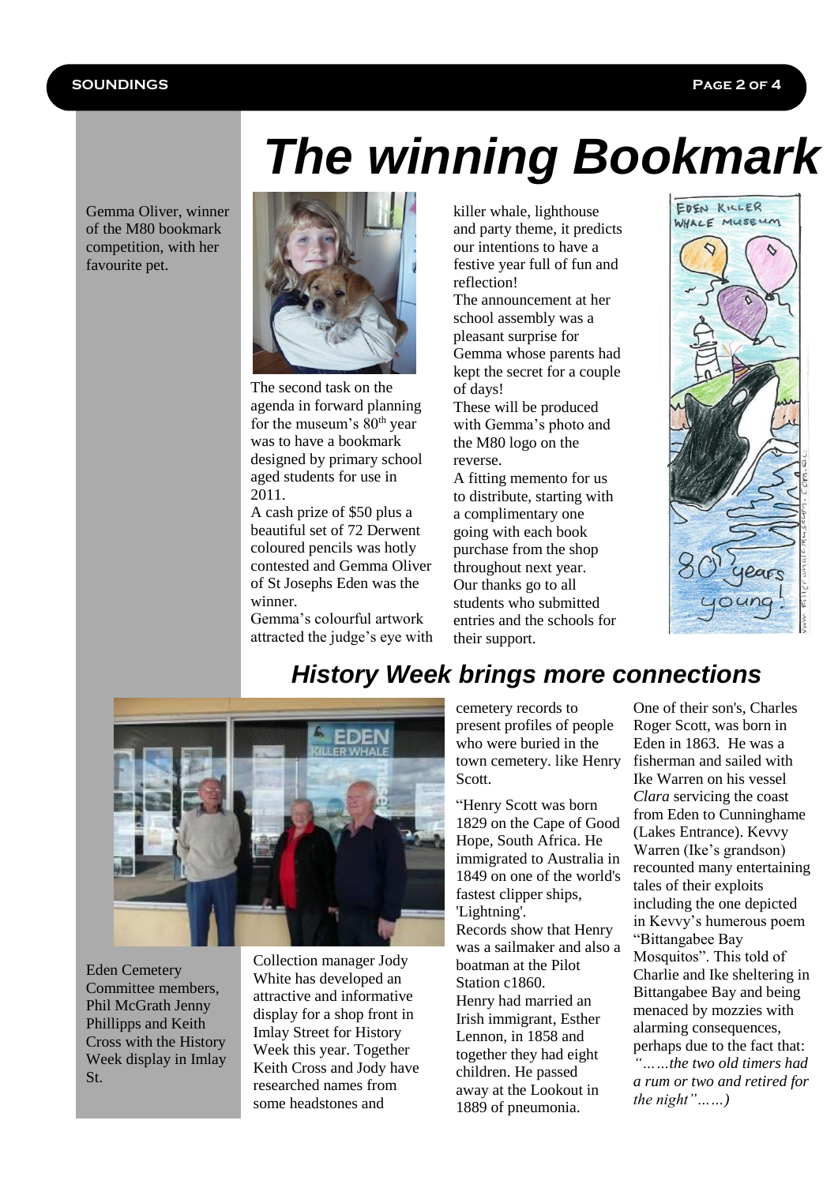# The winning Bookmark

Gemma Oliver, winner of the M80 bookmark competition, with her favourite pet.

The second task on the agenda in forward planning for the museum's 80th year was to have a bookmark designed by primary school aged students for use in 2011.

A cash prize of $50 plus a beautiful set of 72 Derwent coloured pencils was hotly contested and Gemma Oliver of St Josephs Eden was the winner.

Gemma's colourful artwork attracted the judge's eye with killer whale, lighthouse and party theme, it predicts our intentions to have a festive year full of fun and reflection!

The announcement at her school assembly was a pleasant surprise for Gemma whose parents had kept the secret for a couple of days!

These will be produced with Gemma's photo and the M80 logo on the reverse.

A fitting memento for us to distribute, starting with a complimentary one going with each book purchase from the shop throughout next year.

Our thanks go to all students who submitted entries and the schools for their support.

## History Week brings more connections

Eden Cemetery Committee members, Phil McGrath Jenny Phillipps and Keith Cross with the History Week display in Imlay St.

Collection manager Jody White has developed an attractive and informative display for a shop front in Imlay Street for History Week this year. Together Keith Cross and Jody have researched names from some headstones and cemetery records to present profiles of people who were buried in the town cemetery. like Henry Scott.

"Henry Scott was born 1829 on the Cape of Good Hope, South Africa. He immigrated to Australia in 1849 on one of the world's fastest clipper ships, 'Lightning'.

Records show that Henry was a sailmaker and also a boatman at the Pilot Station c1860.

Henry had married an Irish immigrant, Esther Lennon, in 1858 and together they had eight children. He passed away at the Lookout in 1889 of pneumonia.

One of their son's, Charles Roger Scott, was born in Eden in 1863. He was a fisherman and sailed with Ike Warren on his vessel *Clara* servicing the coast from Eden to Cunninghame (Lakes Entrance). Kevvy Warren (Ike's grandson) recounted many entertaining tales of their exploits including the one depicted in Kevvy's humerous poem "Bittangabee Bay Mosquitos". This told of Charlie and Ike sheltering in Bittangabee Bay and being menaced by mozzies with alarming consequences, perhaps due to the fact that: *"……the two old timers had a rum or two and retired for the night"……)*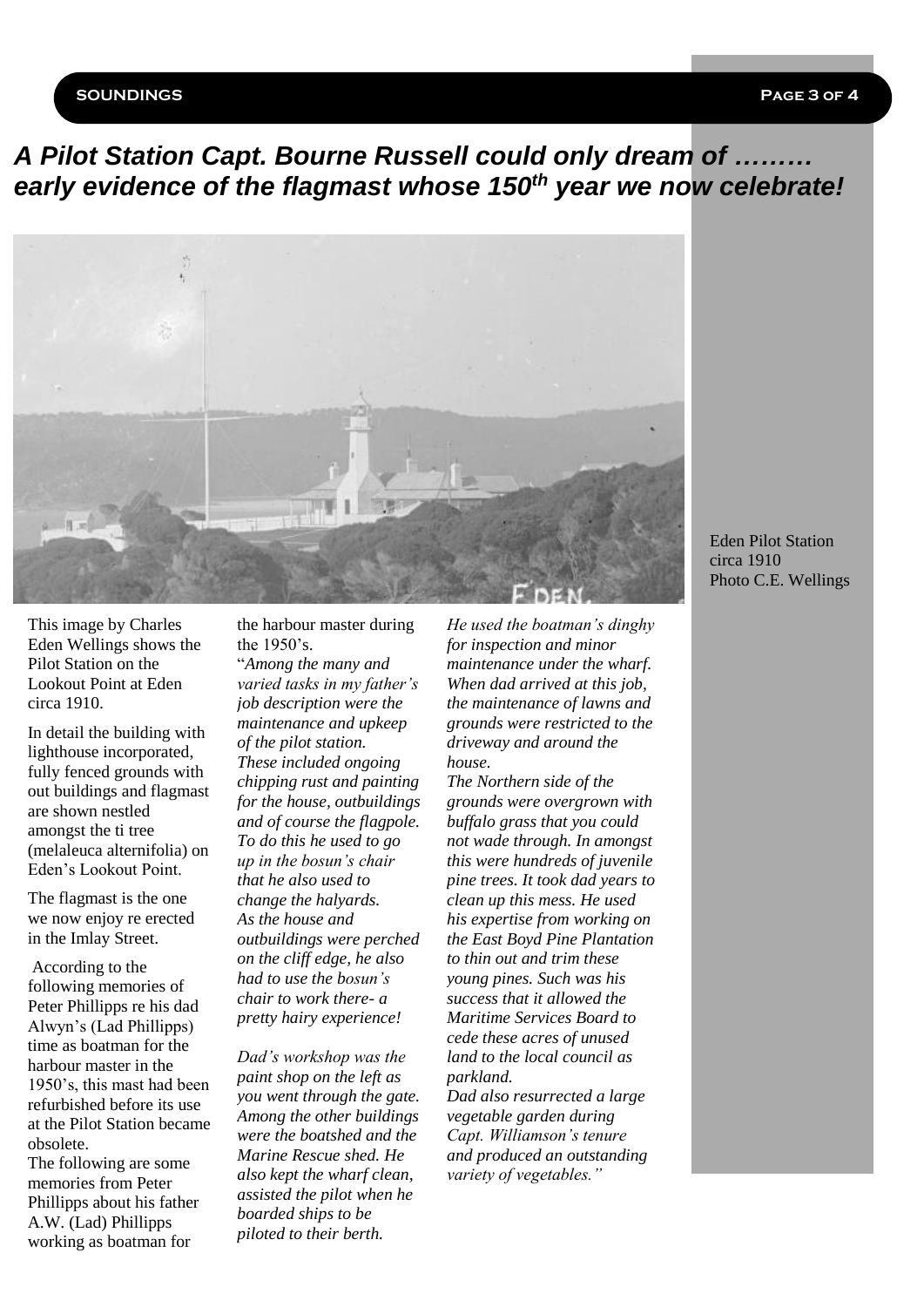## *A Pilot Station Capt. Bourne Russell could only dream of ……… early evidence of the flagmast whose 150th year we now celebrate!*

Eden Pilot Station circa 1910 Photo C.E. Wellings

This image by Charles Eden Wellings shows the Pilot Station on the Lookout Point at Eden circa 1910.

In detail the building with lighthouse incorporated, fully fenced grounds with out buildings and flagmast are shown nestled amongst the ti tree (melaleuca alternifolia) on Eden's Lookout Point.

The flagmast is the one we now enjoy re erected in the Imlay Street.

According to the following memories of Peter Phillipps re his dad Alwyn's (Lad Phillipps) time as boatman for the harbour master in the 1950's, this mast had been refurbished before its use at the Pilot Station became obsolete.

The following are some memories from Peter Phillipps about his father A.W. (Lad) Phillipps working as boatman for the harbour master during the 1950's.

"*Among the many and varied tasks in my father's job description were the maintenance and upkeep of the pilot station. These included ongoing chipping rust and painting for the house, outbuildings and of course the flagpole. To do this he used to go up in the bosun's chair that he also used to change the halyards. As the house and outbuildings were perched on the cliff edge, he also had to use the bosun's chair to work there- a pretty hairy experience!*

*Dad's workshop was the paint shop on the left as you went through the gate. Among the other buildings were the boatshed and the Marine Rescue shed. He also kept the wharf clean, assisted the pilot when he boarded ships to be piloted to their berth. He used the boatman's dinghy for inspection and minor maintenance under the wharf. When dad arrived at this job, the maintenance of lawns and grounds were restricted to the driveway and around the house.*

*The Northern side of the grounds were overgrown with buffalo grass that you could not wade through. In amongst this were hundreds of juvenile pine trees. It took dad years to clean up this mess. He used his expertise from working on the East Boyd Pine Plantation to thin out and trim these young pines. Such was his success that it allowed the Maritime Services Board to cede these acres of unused land to the local council as parkland.*

*Dad also resurrected a large vegetable garden during Capt. Williamson's tenure and produced an outstanding variety of vegetables."*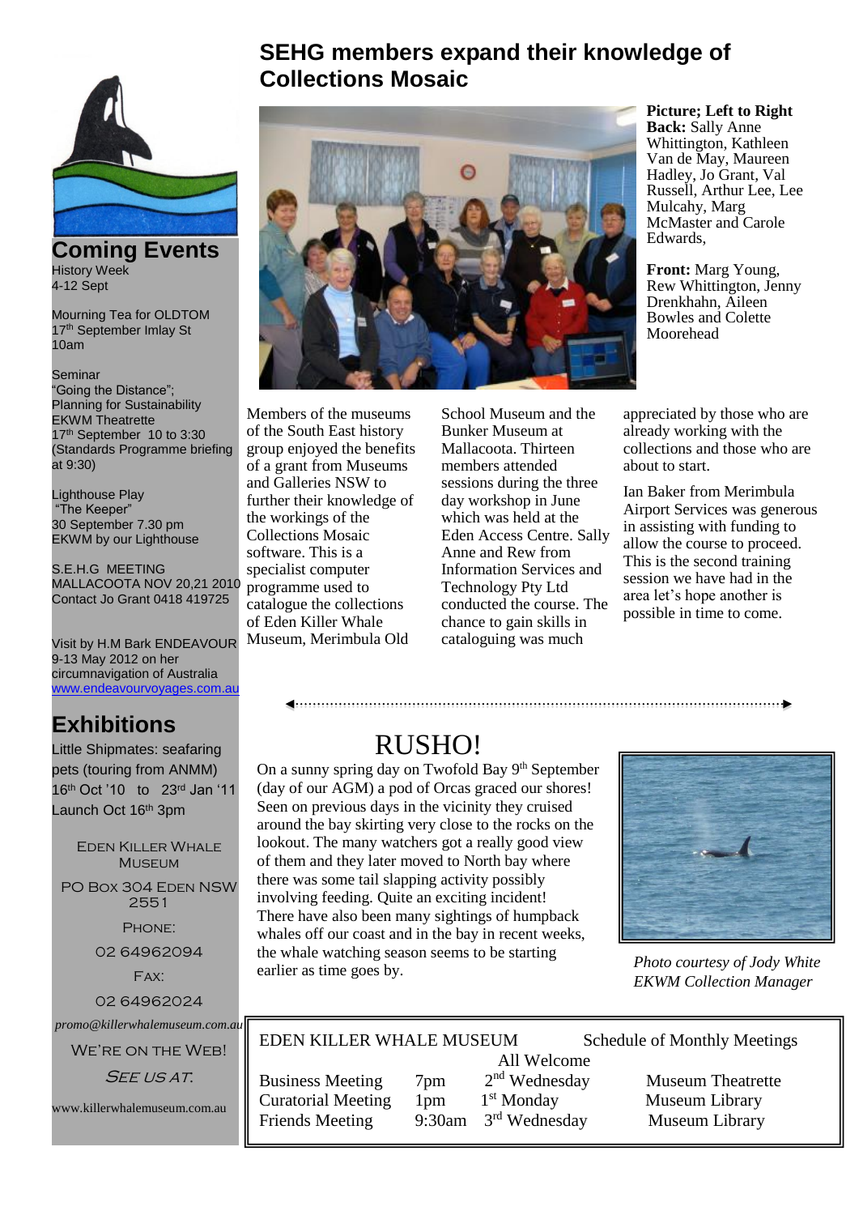# SEHG members expand their knowledge of Collections Mosaic

**Picture; Left to Right**
**Back:** Sally Anne Whittington, Kathleen Van de May, Maureen Hadley, Jo Grant, Val Russell, Arthur Lee, Lee Mulcahy, Marg McMaster and Carole Edwards,

**Front:** Marg Young, Rew Whittington, Jenny Drenkhahn, Aileen Bowles and Colette Moorehead

Members of the museums of the South East history group enjoyed the benefits of a grant from Museums and Galleries NSW to further their knowledge of the workings of the Collections Mosaic software. This is a specialist computer programme used to catalogue the collections of Eden Killer Whale Museum, Merimbula Old School Museum and the Bunker Museum at Mallacoota. Thirteen members attended sessions during the three day workshop in June which was held at the Eden Access Centre. Sally Anne and Rew from Information Services and Technology Pty Ltd conducted the course. The chance to gain skills in cataloguing was much appreciated by those who are already working with the collections and those who are about to start.

Ian Baker from Merimbula Airport Services was generous in assisting with funding to allow the course to proceed. This is the second training session we have had in the area let's hope another is possible in time to come.

# RUSHO!

On a sunny spring day on Twofold Bay 9th September (day of our AGM) a pod of Orcas graced our shores! Seen on previous days in the vicinity they cruised around the bay skirting very close to the rocks on the lookout. The many watchers got a really good view of them and they later moved to North bay where there was some tail slapping activity possibly involving feeding. Quite an exciting incident! There have also been many sightings of humpback whales off our coast and in the bay in recent weeks, the whale watching season seems to be starting earlier as time goes by.

*Photo courtesy of Jody White EKWM Collection Manager*

| EDEN KILLER WHALE MUSEUM | | Schedule of Monthly Meetings All Welcome | |
|---|---|---|---|
| Business Meeting | 7pm | 2nd Wednesday | Museum Theatrette |
| Curatorial Meeting | 1pm | 1st Monday | Museum Library |
| Friends Meeting | 9:30am | 3rd Wednesday | Museum Library |

## Coming Events

History Week
4-12 Sept

Mourning Tea for OLDTOM
17th September Imlay St
10am

Seminar
"Going the Distance";
Planning for Sustainability
EKWM Theatrette
17th September 10 to 3:30
(Standards Programme briefing at 9:30)

Lighthouse Play
"The Keeper"
30 September 7.30 pm
EKWM by our Lighthouse

S.E.H.G MEETING
MALLACOOTA NOV 20,21 2010
Contact Jo Grant 0418 419725

Visit by H.M Bark ENDEAVOUR
9-13 May 2012 on her circumnavigation of Australia
www.endeavourvoyages.com.au

## Exhibitions

Little Shipmates: seafaring pets (touring from ANMM)
16th Oct '10 to 23rd Jan '11
Launch Oct 16th 3pm

EDEN KILLER WHALE MUSEUM

PO BOX 304 EDEN NSW 2551

PHONE:
02 64962094

FAX:
02 64962024

*promo@killerwhalemuseum.com.au*

WE'RE ON THE WEB!

*SEE US AT:*

www.killerwhalemuseum.com.au